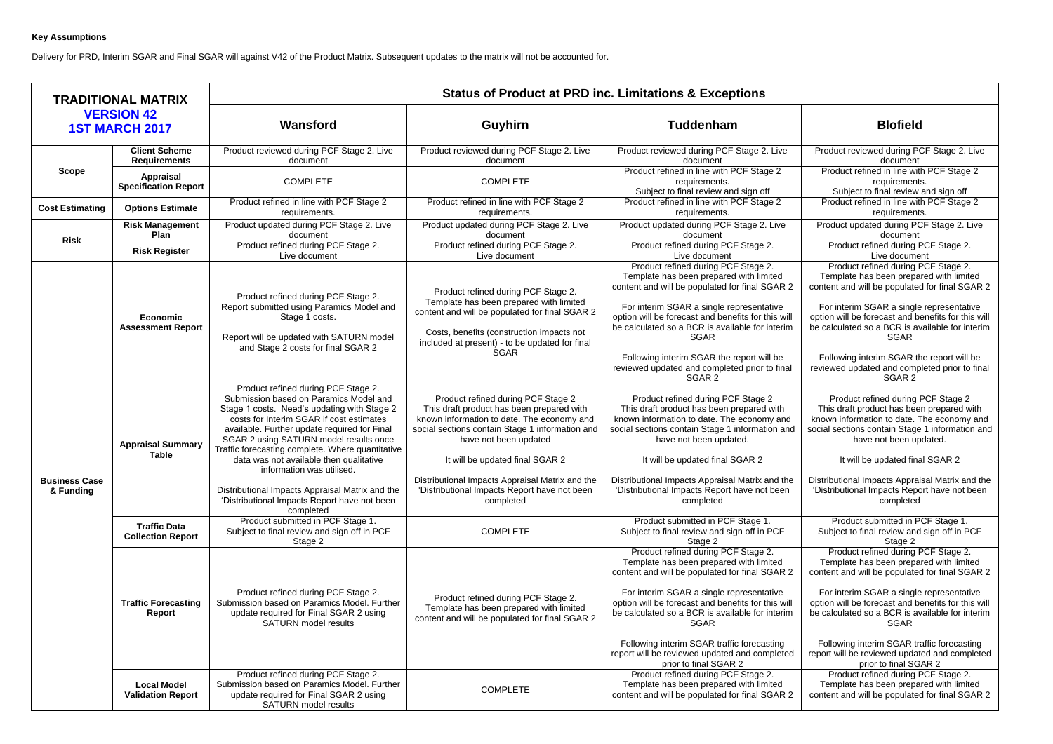**Key Assumptions**

Delivery for PRD, Interim SGAR and Final SGAR will against V42 of the Product Matrix. Subsequent updates to the matrix will not be accounted for.

| TRADITIONAL MATRIX VERSION 42 1ST MARCH 2017 | | Status of Product at PRD inc. Limitations & Exceptions | | | |
|---|---|---|---|---|---|
| | | **Wansford** | **Guyhirn** | **Tuddenham** | **Blofield** |
| **Scope** | **Client Scheme Requirements** | Product reviewed during PCF Stage 2. Live document | Product reviewed during PCF Stage 2. Live document | Product reviewed during PCF Stage 2. Live document | Product reviewed during PCF Stage 2. Live document |
| | **Appraisal Specification Report** | COMPLETE | COMPLETE | Product refined in line with PCF Stage 2 requirements. Subject to final review and sign off | Product refined in line with PCF Stage 2 requirements. Subject to final review and sign off |
| **Cost Estimating** | **Options Estimate** | Product refined in line with PCF Stage 2 requirements. | Product refined in line with PCF Stage 2 requirements. | Product refined in line with PCF Stage 2 requirements. | Product refined in line with PCF Stage 2 requirements. |
| **Risk** | **Risk Management Plan** | Product updated during PCF Stage 2. Live document | Product updated during PCF Stage 2. Live document | Product updated during PCF Stage 2. Live document | Product updated during PCF Stage 2. Live document |
| | **Risk Register** | Product refined during PCF Stage 2. Live document | Product refined during PCF Stage 2. Live document | Product refined during PCF Stage 2. Live document | Product refined during PCF Stage 2. Live document |
| **Business Case & Funding** | **Economic Assessment Report** | Product refined during PCF Stage 2. Report submitted using Paramics Model and Stage 1 costs.<br><br>Report will be updated with SATURN model and Stage 2 costs for final SGAR 2 | Product refined during PCF Stage 2. Template has been prepared with limited content and will be populated for final SGAR 2<br><br>Costs, benefits (construction impacts not included at present) - to be updated for final SGAR | Product refined during PCF Stage 2. Template has been prepared with limited content and will be populated for final SGAR 2<br><br>For interim SGAR a single representative option will be forecast and benefits for this will be calculated so a BCR is available for interim SGAR<br><br>Following interim SGAR the report will be reviewed updated and completed prior to final SGAR 2 | Product refined during PCF Stage 2. Template has been prepared with limited content and will be populated for final SGAR 2<br><br>For interim SGAR a single representative option will be forecast and benefits for this will be calculated so a BCR is available for interim SGAR<br><br>Following interim SGAR the report will be reviewed updated and completed prior to final SGAR 2 |
| | **Appraisal Summary Table** | Product refined during PCF Stage 2. Submission based on Paramics Model and Stage 1 costs. Need's updating with Stage 2 costs for Interim SGAR if cost estimates available. Further update required for Final SGAR 2 using SATURN model results once Traffic forecasting complete. Where quantitative data was not available then qualitative information was utilised.<br><br>Distributional Impacts Appraisal Matrix and the 'Distributional Impacts Report have not been completed | Product refined during PCF Stage 2 This draft product has been prepared with known information to date. The economy and social sections contain Stage 1 information and have not been updated<br><br>It will be updated final SGAR 2<br><br>Distributional Impacts Appraisal Matrix and the 'Distributional Impacts Report have not been completed | Product refined during PCF Stage 2 This draft product has been prepared with known information to date. The economy and social sections contain Stage 1 information and have not been updated.<br><br>It will be updated final SGAR 2<br><br>Distributional Impacts Appraisal Matrix and the 'Distributional Impacts Report have not been completed | Product refined during PCF Stage 2 This draft product has been prepared with known information to date. The economy and social sections contain Stage 1 information and have not been updated.<br><br>It will be updated final SGAR 2<br><br>Distributional Impacts Appraisal Matrix and the 'Distributional Impacts Report have not been completed |
| | **Traffic Data Collection Report** | Product submitted in PCF Stage 1. Subject to final review and sign off in PCF Stage 2 | COMPLETE | Product submitted in PCF Stage 1. Subject to final review and sign off in PCF Stage 2 | Product submitted in PCF Stage 1. Subject to final review and sign off in PCF Stage 2 |
| | **Traffic Forecasting Report** | Product refined during PCF Stage 2. Submission based on Paramics Model. Further update required for Final SGAR 2 using SATURN model results | Product refined during PCF Stage 2. Template has been prepared with limited content and will be populated for final SGAR 2 | Product refined during PCF Stage 2. Template has been prepared with limited content and will be populated for final SGAR 2<br><br>For interim SGAR a single representative option will be forecast and benefits for this will be calculated so a BCR is available for interim SGAR<br><br>Following interim SGAR traffic forecasting report will be reviewed updated and completed prior to final SGAR 2 | Product refined during PCF Stage 2. Template has been prepared with limited content and will be populated for final SGAR 2<br><br>For interim SGAR a single representative option will be forecast and benefits for this will be calculated so a BCR is available for interim SGAR<br><br>Following interim SGAR traffic forecasting report will be reviewed updated and completed prior to final SGAR 2 |
| | **Local Model Validation Report** | Product refined during PCF Stage 2. Submission based on Paramics Model. Further update required for Final SGAR 2 using SATURN model results | COMPLETE | Product refined during PCF Stage 2. Template has been prepared with limited content and will be populated for final SGAR 2 | Product refined during PCF Stage 2. Template has been prepared with limited content and will be populated for final SGAR 2 |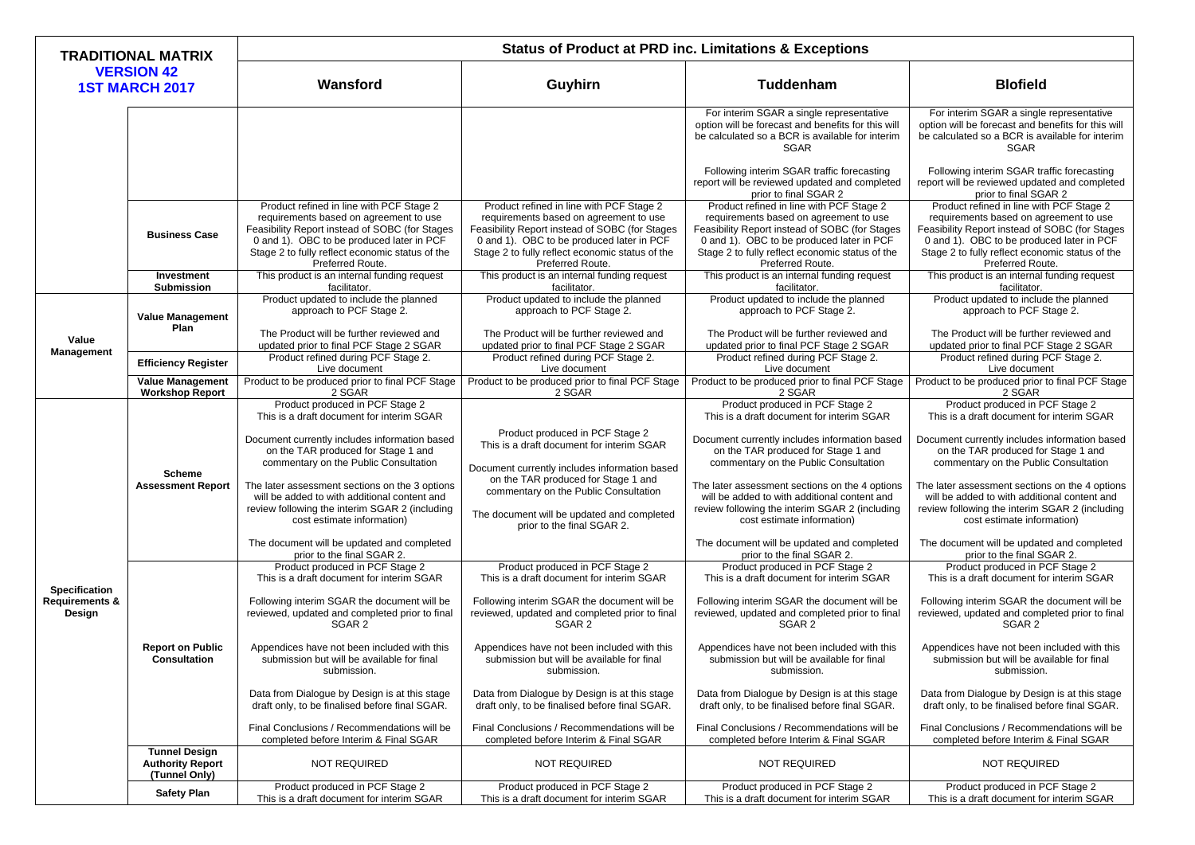| TRADITIONAL MATRIX VERSION 42 1ST MARCH 2017 | | Status of Product at PRD inc. Limitations & Exceptions | | | |
|---|---|---|---|---|---|
| | | **Wansford** | **Guyhirn** | **Tuddenham** | **Blofield** |
| | | | | For interim SGAR a single representative option will be forecast and benefits for this will be calculated so a BCR is available for interim SGAR<br><br>Following interim SGAR traffic forecasting report will be reviewed updated and completed prior to final SGAR 2 | For interim SGAR a single representative option will be forecast and benefits for this will be calculated so a BCR is available for interim SGAR<br><br>Following interim SGAR traffic forecasting report will be reviewed updated and completed prior to final SGAR 2 |
| | **Business Case** | Product refined in line with PCF Stage 2 requirements based on agreement to use Feasibility Report instead of SOBC (for Stages 0 and 1). OBC to be produced later in PCF Stage 2 to fully reflect economic status of the Preferred Route. | Product refined in line with PCF Stage 2 requirements based on agreement to use Feasibility Report instead of SOBC (for Stages 0 and 1). OBC to be produced later in PCF Stage 2 to fully reflect economic status of the Preferred Route. | Product refined in line with PCF Stage 2 requirements based on agreement to use Feasibility Report instead of SOBC (for Stages 0 and 1). OBC to be produced later in PCF Stage 2 to fully reflect economic status of the Preferred Route. | Product refined in line with PCF Stage 2 requirements based on agreement to use Feasibility Report instead of SOBC (for Stages 0 and 1). OBC to be produced later in PCF Stage 2 to fully reflect economic status of the Preferred Route. |
| | **Investment Submission** | This product is an internal funding request facilitator. | This product is an internal funding request facilitator. | This product is an internal funding request facilitator. | This product is an internal funding request facilitator. |
| **Value Management** | **Value Management Plan** | Product updated to include the planned approach to PCF Stage 2.<br><br>The Product will be further reviewed and updated prior to final PCF Stage 2 SGAR | Product updated to include the planned approach to PCF Stage 2.<br><br>The Product will be further reviewed and updated prior to final PCF Stage 2 SGAR | Product updated to include the planned approach to PCF Stage 2.<br><br>The Product will be further reviewed and updated prior to final PCF Stage 2 SGAR | Product updated to include the planned approach to PCF Stage 2.<br><br>The Product will be further reviewed and updated prior to final PCF Stage 2 SGAR |
| | **Efficiency Register** | Product refined during PCF Stage 2. Live document | Product refined during PCF Stage 2. Live document | Product refined during PCF Stage 2. Live document | Product refined during PCF Stage 2. Live document |
| | **Value Management Workshop Report** | Product to be produced prior to final PCF Stage 2 SGAR | Product to be produced prior to final PCF Stage 2 SGAR | Product to be produced prior to final PCF Stage 2 SGAR | Product to be produced prior to final PCF Stage 2 SGAR |
| **Specification Requirements & Design** | **Scheme Assessment Report** | Product produced in PCF Stage 2 This is a draft document for interim SGAR<br><br>Document currently includes information based on the TAR produced for Stage 1 and commentary on the Public Consultation<br><br>The later assessment sections on the 3 options will be added to with additional content and review following the interim SGAR 2 (including cost estimate information)<br><br>The document will be updated and completed prior to the final SGAR 2. | Product produced in PCF Stage 2 This is a draft document for interim SGAR<br><br>Document currently includes information based on the TAR produced for Stage 1 and commentary on the Public Consultation<br><br>The document will be updated and completed prior to the final SGAR 2. | Product produced in PCF Stage 2 This is a draft document for interim SGAR<br><br>Document currently includes information based on the TAR produced for Stage 1 and commentary on the Public Consultation<br><br>The later assessment sections on the 4 options will be added to with additional content and review following the interim SGAR 2 (including cost estimate information)<br><br>The document will be updated and completed prior to the final SGAR 2. | Product produced in PCF Stage 2 This is a draft document for interim SGAR<br><br>Document currently includes information based on the TAR produced for Stage 1 and commentary on the Public Consultation<br><br>The later assessment sections on the 4 options will be added to with additional content and review following the interim SGAR 2 (including cost estimate information)<br><br>The document will be updated and completed prior to the final SGAR 2. |
| | **Report on Public Consultation** | Product produced in PCF Stage 2 This is a draft document for interim SGAR<br><br>Following interim SGAR the document will be reviewed, updated and completed prior to final SGAR 2<br><br>Appendices have not been included with this submission but will be available for final submission.<br><br>Data from Dialogue by Design is at this stage draft only, to be finalised before final SGAR.<br><br>Final Conclusions / Recommendations will be completed before Interim & Final SGAR | Product produced in PCF Stage 2 This is a draft document for interim SGAR<br><br>Following interim SGAR the document will be reviewed, updated and completed prior to final SGAR 2<br><br>Appendices have not been included with this submission but will be available for final submission.<br><br>Data from Dialogue by Design is at this stage draft only, to be finalised before final SGAR.<br><br>Final Conclusions / Recommendations will be completed before Interim & Final SGAR | Product produced in PCF Stage 2 This is a draft document for interim SGAR<br><br>Following interim SGAR the document will be reviewed, updated and completed prior to final SGAR 2<br><br>Appendices have not been included with this submission but will be available for final submission.<br><br>Data from Dialogue by Design is at this stage draft only, to be finalised before final SGAR.<br><br>Final Conclusions / Recommendations will be completed before Interim & Final SGAR | Product produced in PCF Stage 2 This is a draft document for interim SGAR<br><br>Following interim SGAR the document will be reviewed, updated and completed prior to final SGAR 2<br><br>Appendices have not been included with this submission but will be available for final submission.<br><br>Data from Dialogue by Design is at this stage draft only, to be finalised before final SGAR.<br><br>Final Conclusions / Recommendations will be completed before Interim & Final SGAR |
| | **Tunnel Design Authority Report (Tunnel Only)** | NOT REQUIRED | NOT REQUIRED | NOT REQUIRED | NOT REQUIRED |
| | **Safety Plan** | Product produced in PCF Stage 2 This is a draft document for interim SGAR | Product produced in PCF Stage 2 This is a draft document for interim SGAR | Product produced in PCF Stage 2 This is a draft document for interim SGAR | Product produced in PCF Stage 2 This is a draft document for interim SGAR |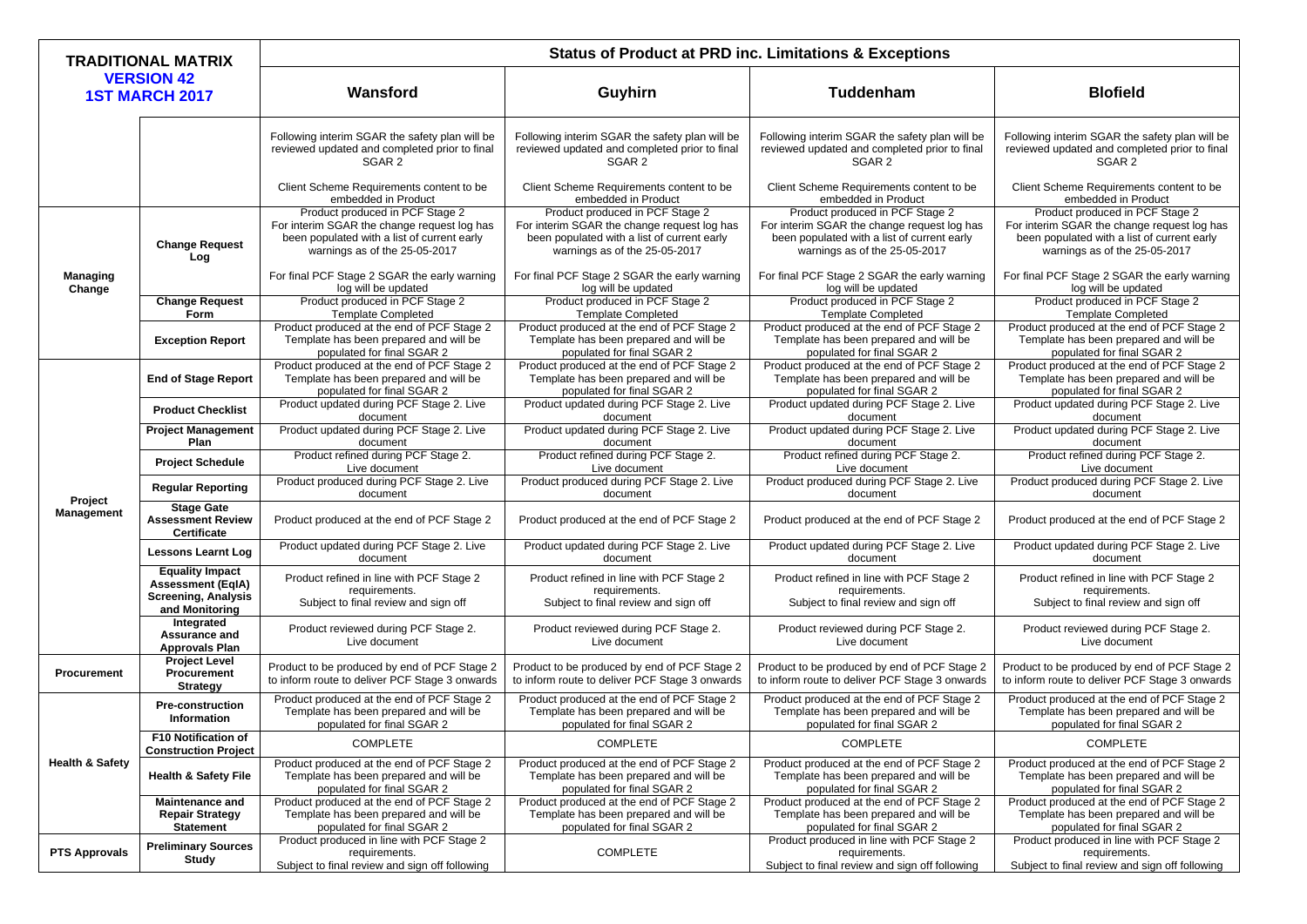| TRADITIONAL MATRIX VERSION 42 1ST MARCH 2017 | | Status of Product at PRD inc. Limitations & Exceptions | | | |
|---|---|---|---|---|---|
| | | **Wansford** | **Guyhirn** | **Tuddenham** | **Blofield** |
| | | Following interim SGAR the safety plan will be reviewed updated and completed prior to final SGAR 2<br><br>Client Scheme Requirements content to be embedded in Product | Following interim SGAR the safety plan will be reviewed updated and completed prior to final SGAR 2<br><br>Client Scheme Requirements content to be embedded in Product | Following interim SGAR the safety plan will be reviewed updated and completed prior to final SGAR 2<br><br>Client Scheme Requirements content to be embedded in Product | Following interim SGAR the safety plan will be reviewed updated and completed prior to final SGAR 2<br><br>Client Scheme Requirements content to be embedded in Product |
| **Managing Change** | **Change Request Log** | Product produced in PCF Stage 2<br>For interim SGAR the change request log has been populated with a list of current early warnings as of the 25-05-2017<br><br>For final PCF Stage 2 SGAR the early warning log will be updated | Product produced in PCF Stage 2<br>For interim SGAR the change request log has been populated with a list of current early warnings as of the 25-05-2017<br><br>For final PCF Stage 2 SGAR the early warning log will be updated | Product produced in PCF Stage 2<br>For interim SGAR the change request log has been populated with a list of current early warnings as of the 25-05-2017<br><br>For final PCF Stage 2 SGAR the early warning log will be updated | Product produced in PCF Stage 2<br>For interim SGAR the change request log has been populated with a list of current early warnings as of the 25-05-2017<br><br>For final PCF Stage 2 SGAR the early warning log will be updated |
| | **Change Request Form** | Product produced in PCF Stage 2<br>Template Completed | Product produced in PCF Stage 2<br>Template Completed | Product produced in PCF Stage 2<br>Template Completed | Product produced in PCF Stage 2<br>Template Completed |
| | **Exception Report** | Product produced at the end of PCF Stage 2<br>Template has been prepared and will be populated for final SGAR 2 | Product produced at the end of PCF Stage 2<br>Template has been prepared and will be populated for final SGAR 2 | Product produced at the end of PCF Stage 2<br>Template has been prepared and will be populated for final SGAR 2 | Product produced at the end of PCF Stage 2<br>Template has been prepared and will be populated for final SGAR 2 |
| **Project Management** | **End of Stage Report** | Product produced at the end of PCF Stage 2<br>Template has been prepared and will be populated for final SGAR 2 | Product produced at the end of PCF Stage 2<br>Template has been prepared and will be populated for final SGAR 2 | Product produced at the end of PCF Stage 2<br>Template has been prepared and will be populated for final SGAR 2 | Product produced at the end of PCF Stage 2<br>Template has been prepared and will be populated for final SGAR 2 |
| | **Product Checklist** | Product updated during PCF Stage 2. Live document | Product updated during PCF Stage 2. Live document | Product updated during PCF Stage 2. Live document | Product updated during PCF Stage 2. Live document |
| | **Project Management Plan** | Product updated during PCF Stage 2. Live document | Product updated during PCF Stage 2. Live document | Product updated during PCF Stage 2. Live document | Product updated during PCF Stage 2. Live document |
| | **Project Schedule** | Product refined during PCF Stage 2.<br>Live document | Product refined during PCF Stage 2.<br>Live document | Product refined during PCF Stage 2.<br>Live document | Product refined during PCF Stage 2.<br>Live document |
| | **Regular Reporting** | Product produced during PCF Stage 2. Live document | Product produced during PCF Stage 2. Live document | Product produced during PCF Stage 2. Live document | Product produced during PCF Stage 2. Live document |
| | **Stage Gate Assessment Review Certificate** | Product produced at the end of PCF Stage 2 | Product produced at the end of PCF Stage 2 | Product produced at the end of PCF Stage 2 | Product produced at the end of PCF Stage 2 |
| | **Lessons Learnt Log** | Product updated during PCF Stage 2. Live document | Product updated during PCF Stage 2. Live document | Product updated during PCF Stage 2. Live document | Product updated during PCF Stage 2. Live document |
| | **Equality Impact Assessment (EqIA) Screening, Analysis and Monitoring** | Product refined in line with PCF Stage 2 requirements.<br>Subject to final review and sign off | Product refined in line with PCF Stage 2 requirements.<br>Subject to final review and sign off | Product refined in line with PCF Stage 2 requirements.<br>Subject to final review and sign off | Product refined in line with PCF Stage 2 requirements.<br>Subject to final review and sign off |
| | **Integrated Assurance and Approvals Plan** | Product reviewed during PCF Stage 2.<br>Live document | Product reviewed during PCF Stage 2.<br>Live document | Product reviewed during PCF Stage 2.<br>Live document | Product reviewed during PCF Stage 2.<br>Live document |
| **Procurement** | **Project Level Procurement Strategy** | Product to be produced by end of PCF Stage 2 to inform route to deliver PCF Stage 3 onwards | Product to be produced by end of PCF Stage 2 to inform route to deliver PCF Stage 3 onwards | Product to be produced by end of PCF Stage 2 to inform route to deliver PCF Stage 3 onwards | Product to be produced by end of PCF Stage 2 to inform route to deliver PCF Stage 3 onwards |
| **Health & Safety** | **Pre-construction Information** | Product produced at the end of PCF Stage 2<br>Template has been prepared and will be populated for final SGAR 2 | Product produced at the end of PCF Stage 2<br>Template has been prepared and will be populated for final SGAR 2 | Product produced at the end of PCF Stage 2<br>Template has been prepared and will be populated for final SGAR 2 | Product produced at the end of PCF Stage 2<br>Template has been prepared and will be populated for final SGAR 2 |
| | **F10 Notification of Construction Project** | COMPLETE | COMPLETE | COMPLETE | COMPLETE |
| | **Health & Safety File** | Product produced at the end of PCF Stage 2<br>Template has been prepared and will be populated for final SGAR 2 | Product produced at the end of PCF Stage 2<br>Template has been prepared and will be populated for final SGAR 2 | Product produced at the end of PCF Stage 2<br>Template has been prepared and will be populated for final SGAR 2 | Product produced at the end of PCF Stage 2<br>Template has been prepared and will be populated for final SGAR 2 |
| | **Maintenance and Repair Strategy Statement** | Product produced at the end of PCF Stage 2<br>Template has been prepared and will be populated for final SGAR 2 | Product produced at the end of PCF Stage 2<br>Template has been prepared and will be populated for final SGAR 2 | Product produced at the end of PCF Stage 2<br>Template has been prepared and will be populated for final SGAR 2 | Product produced at the end of PCF Stage 2<br>Template has been prepared and will be populated for final SGAR 2 |
| **PTS Approvals** | **Preliminary Sources Study** | Product produced in line with PCF Stage 2 requirements.<br>Subject to final review and sign off following | COMPLETE | Product produced in line with PCF Stage 2 requirements.<br>Subject to final review and sign off following | Product produced in line with PCF Stage 2 requirements.<br>Subject to final review and sign off following |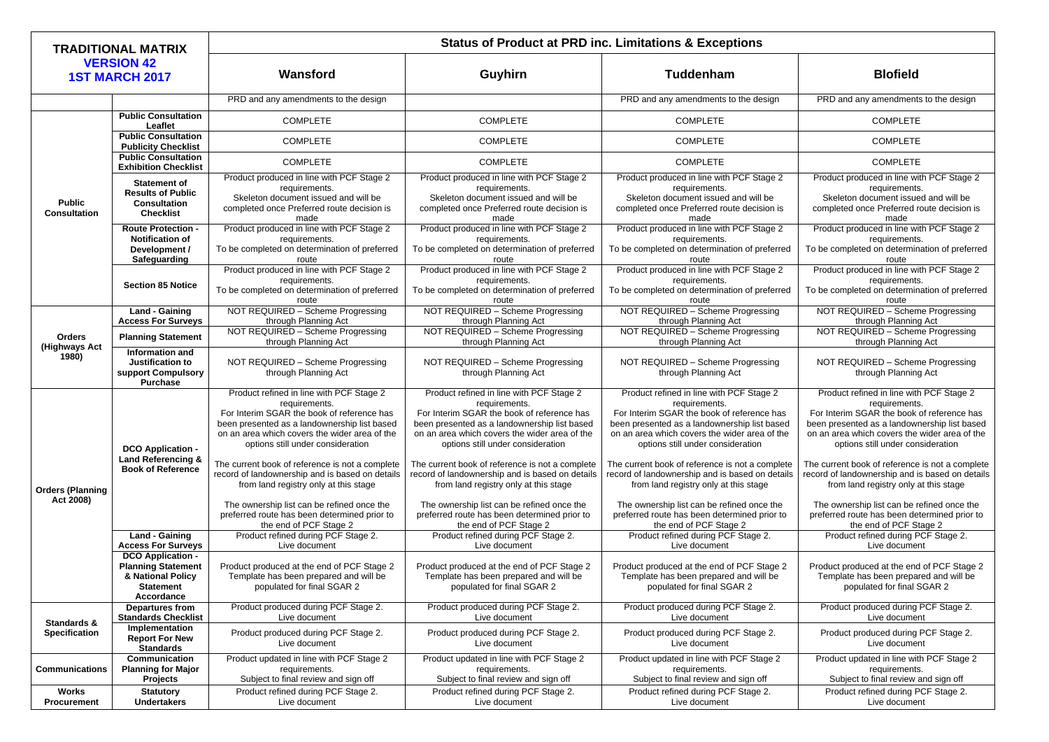| TRADITIONAL MATRIX VERSION 42 1ST MARCH 2017 | | Status of Product at PRD inc. Limitations & Exceptions | | | |
|---|---|---|---|---|---|
| | | **Wansford** | **Guyhirn** | **Tuddenham** | **Blofield** |
| | | PRD and any amendments to the design | | PRD and any amendments to the design | PRD and any amendments to the design |
| **Public Consultation** | **Public Consultation Leaflet** | COMPLETE | COMPLETE | COMPLETE | COMPLETE |
| | **Public Consultation Publicity Checklist** | COMPLETE | COMPLETE | COMPLETE | COMPLETE |
| | **Public Consultation Exhibition Checklist** | COMPLETE | COMPLETE | COMPLETE | COMPLETE |
| | **Statement of Results of Public Consultation Checklist** | Product produced in line with PCF Stage 2 requirements. Skeleton document issued and will be completed once Preferred route decision is made | Product produced in line with PCF Stage 2 requirements. Skeleton document issued and will be completed once Preferred route decision is made | Product produced in line with PCF Stage 2 requirements. Skeleton document issued and will be completed once Preferred route decision is made | Product produced in line with PCF Stage 2 requirements. Skeleton document issued and will be completed once Preferred route decision is made |
| | **Route Protection - Notification of Development / Safeguarding** | Product produced in line with PCF Stage 2 requirements. To be completed on determination of preferred route | Product produced in line with PCF Stage 2 requirements. To be completed on determination of preferred route | Product produced in line with PCF Stage 2 requirements. To be completed on determination of preferred route | Product produced in line with PCF Stage 2 requirements. To be completed on determination of preferred route |
| | **Section 85 Notice** | Product produced in line with PCF Stage 2 requirements. To be completed on determination of preferred route | Product produced in line with PCF Stage 2 requirements. To be completed on determination of preferred route | Product produced in line with PCF Stage 2 requirements. To be completed on determination of preferred route | Product produced in line with PCF Stage 2 requirements. To be completed on determination of preferred route |
| **Orders (Highways Act 1980)** | **Land - Gaining Access For Surveys** | NOT REQUIRED – Scheme Progressing through Planning Act | NOT REQUIRED – Scheme Progressing through Planning Act | NOT REQUIRED – Scheme Progressing through Planning Act | NOT REQUIRED – Scheme Progressing through Planning Act |
| | **Planning Statement** | NOT REQUIRED – Scheme Progressing through Planning Act | NOT REQUIRED – Scheme Progressing through Planning Act | NOT REQUIRED – Scheme Progressing through Planning Act | NOT REQUIRED – Scheme Progressing through Planning Act |
| | **Information and Justification to support Compulsory Purchase** | NOT REQUIRED – Scheme Progressing through Planning Act | NOT REQUIRED – Scheme Progressing through Planning Act | NOT REQUIRED – Scheme Progressing through Planning Act | NOT REQUIRED – Scheme Progressing through Planning Act |
| **Orders (Planning Act 2008)** | **DCO Application - Land Referencing & Book of Reference** | Product refined in line with PCF Stage 2 requirements. For Interim SGAR the book of reference has been presented as a landownership list based on an area which covers the wider area of the options still under consideration<br><br>The current book of reference is not a complete record of landownership and is based on details from land registry only at this stage<br><br>The ownership list can be refined once the preferred route has been determined prior to the end of PCF Stage 2 | Product refined in line with PCF Stage 2 requirements. For Interim SGAR the book of reference has been presented as a landownership list based on an area which covers the wider area of the options still under consideration<br><br>The current book of reference is not a complete record of landownership and is based on details from land registry only at this stage<br><br>The ownership list can be refined once the preferred route has been determined prior to the end of PCF Stage 2 | Product refined in line with PCF Stage 2 requirements. For Interim SGAR the book of reference has been presented as a landownership list based on an area which covers the wider area of the options still under consideration<br><br>The current book of reference is not a complete record of landownership and is based on details from land registry only at this stage<br><br>The ownership list can be refined once the preferred route has been determined prior to the end of PCF Stage 2 | Product refined in line with PCF Stage 2 requirements. For Interim SGAR the book of reference has been presented as a landownership list based on an area which covers the wider area of the options still under consideration<br><br>The current book of reference is not a complete record of landownership and is based on details from land registry only at this stage<br><br>The ownership list can be refined once the preferred route has been determined prior to the end of PCF Stage 2 |
| | **Land - Gaining Access For Surveys** | Product refined during PCF Stage 2. Live document | Product refined during PCF Stage 2. Live document | Product refined during PCF Stage 2. Live document | Product refined during PCF Stage 2. Live document |
| | **DCO Application - Planning Statement & National Policy Statement Accordance** | Product produced at the end of PCF Stage 2 Template has been prepared and will be populated for final SGAR 2 | Product produced at the end of PCF Stage 2 Template has been prepared and will be populated for final SGAR 2 | Product produced at the end of PCF Stage 2 Template has been prepared and will be populated for final SGAR 2 | Product produced at the end of PCF Stage 2 Template has been prepared and will be populated for final SGAR 2 |
| **Standards & Specification** | **Departures from Standards Checklist** | Product produced during PCF Stage 2. Live document | Product produced during PCF Stage 2. Live document | Product produced during PCF Stage 2. Live document | Product produced during PCF Stage 2. Live document |
| | **Implementation Report For New Standards** | Product produced during PCF Stage 2. Live document | Product produced during PCF Stage 2. Live document | Product produced during PCF Stage 2. Live document | Product produced during PCF Stage 2. Live document |
| **Communications** | **Communication Planning for Major Projects** | Product updated in line with PCF Stage 2 requirements. Subject to final review and sign off | Product updated in line with PCF Stage 2 requirements. Subject to final review and sign off | Product updated in line with PCF Stage 2 requirements. Subject to final review and sign off | Product updated in line with PCF Stage 2 requirements. Subject to final review and sign off |
| **Works Procurement** | **Statutory Undertakers** | Product refined during PCF Stage 2. Live document | Product refined during PCF Stage 2. Live document | Product refined during PCF Stage 2. Live document | Product refined during PCF Stage 2. Live document |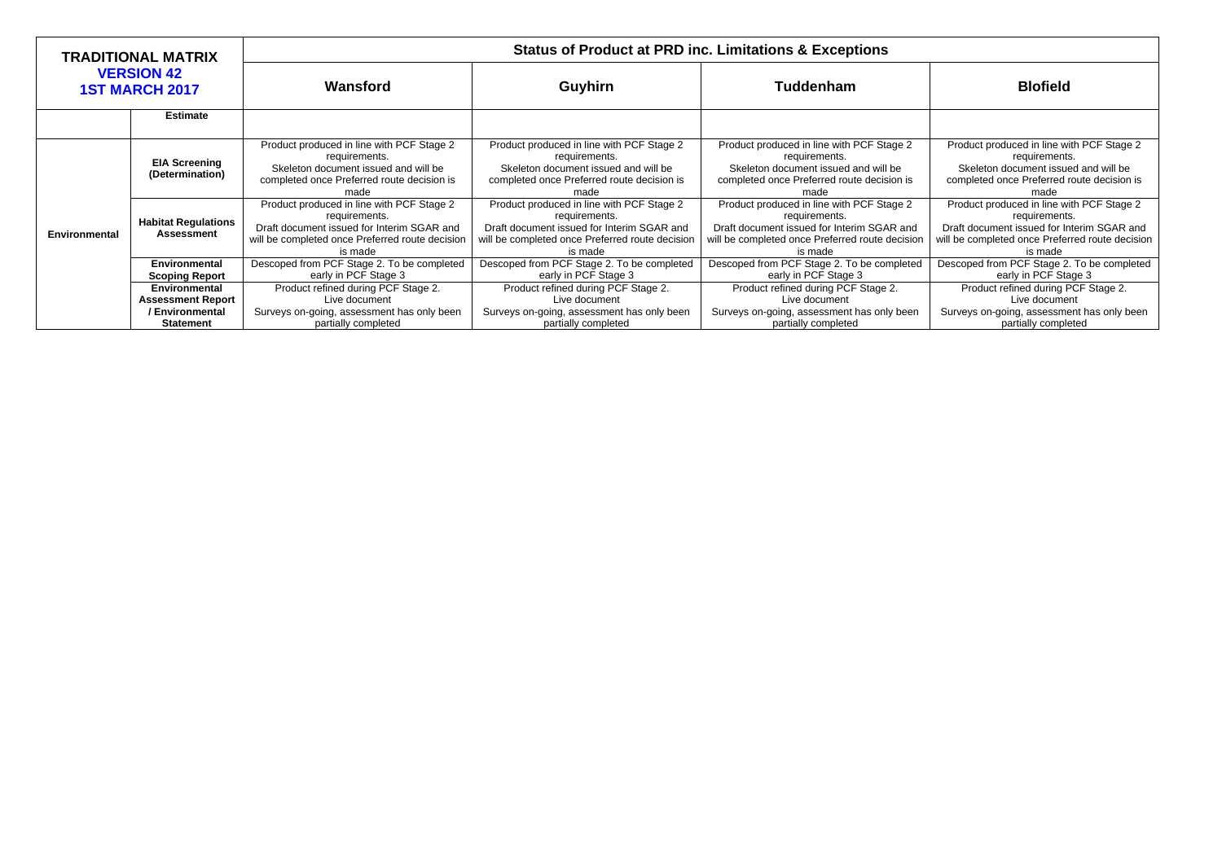| TRADITIONAL MATRIX<br>VERSION 42<br>1ST MARCH 2017 | | Status of Product at PRD inc. Limitations & Exceptions | | | |
|---|---|---|---|---|---|
| | | **Wansford** | **Guyhirn** | **Tuddenham** | **Blofield** |
| | **Estimate** | | | | |
| **Environmental** | **EIA Screening (Determination)** | Product produced in line with PCF Stage 2 requirements. Skeleton document issued and will be completed once Preferred route decision is made | Product produced in line with PCF Stage 2 requirements. Skeleton document issued and will be completed once Preferred route decision is made | Product produced in line with PCF Stage 2 requirements. Skeleton document issued and will be completed once Preferred route decision is made | Product produced in line with PCF Stage 2 requirements. Skeleton document issued and will be completed once Preferred route decision is made |
| | **Habitat Regulations Assessment** | Product produced in line with PCF Stage 2 requirements. Draft document issued for Interim SGAR and will be completed once Preferred route decision is made | Product produced in line with PCF Stage 2 requirements. Draft document issued for Interim SGAR and will be completed once Preferred route decision is made | Product produced in line with PCF Stage 2 requirements. Draft document issued for Interim SGAR and will be completed once Preferred route decision is made | Product produced in line with PCF Stage 2 requirements. Draft document issued for Interim SGAR and will be completed once Preferred route decision is made |
| | **Environmental Scoping Report** | Descoped from PCF Stage 2. To be completed early in PCF Stage 3 | Descoped from PCF Stage 2. To be completed early in PCF Stage 3 | Descoped from PCF Stage 2. To be completed early in PCF Stage 3 | Descoped from PCF Stage 2. To be completed early in PCF Stage 3 |
| | **Environmental Assessment Report / Environmental Statement** | Product refined during PCF Stage 2. Live document Surveys on-going, assessment has only been partially completed | Product refined during PCF Stage 2. Live document Surveys on-going, assessment has only been partially completed | Product refined during PCF Stage 2. Live document Surveys on-going, assessment has only been partially completed | Product refined during PCF Stage 2. Live document Surveys on-going, assessment has only been partially completed |